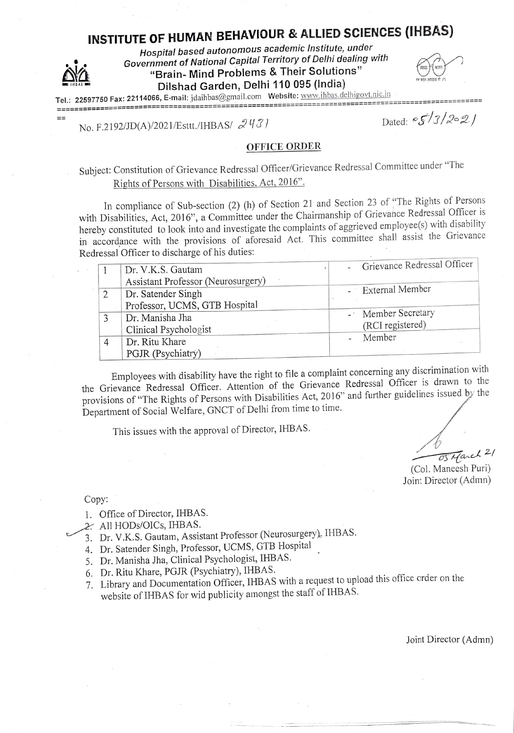# INSTITUTE OF HUMAN BEHAVIOUR & ALLIED SCIENCES (IHBAS)

*Hospital based autonomous academic Institute, under Government of National Capital Territory of Delhi dealing with*

**"Brain- Mind Problems & Their Solutions"**

**Dilshad Garden, Delhi 110 095 (India)**

Tel.: 22597750 Fax: 22114066, E-mail: jdaihbas@gmail.com Website: www.ihbas.delhigovt.nic.in

No. F.2192/JD(A)/2021/Esttt./IHBAS/ 2431

Dated: 05/3/2021

## OFFICE ORDER

Subject: Constitution of Grievance Redressal Officer/Grievance Redressal Committee under "The Rights of Persons with Disabilities, Act, 2016".

In compliance of Sub-section (2) (h) of Section 21 and Section 23 of "The Rights of Persons with Disabilities, Act, 2016", a Committee under the Chairmanship of Grievance Redressal Officer is hereby constituted to look into and investigate the complaints of aggrieved employee(s) with disability in accordance with the provisions of aforesaid Act. This committee shall assist the Grievance Redressal Officer to discharge of his duties:

| | | |
|---|---|---|
| 1 | Dr. V.K.S. Gautam<br>Assistant Professor (Neurosurgery) | - Grievance Redressal Officer |
| 2 | Dr. Satender Singh<br>Professor, UCMS, GTB Hospital | - External Member |
| 3 | Dr. Manisha Jha<br>Clinical Psychologist | - Member Secretary<br>(RCI registered) |
| 4 | Dr. Ritu Khare<br>PGJR (Psychiatry) | - Member |

Employees with disability have the right to file a complaint concerning any discrimination with the Grievance Redressal Officer. Attention of the Grievance Redressal Officer is drawn to the provisions of "The Rights of Persons with Disabilities Act, 2016" and further guidelines issued by the Department of Social Welfare, GNCT of Delhi from time to time.

This issues with the approval of Director, IHBAS.

05 March 21

(Col. Maneesh Puri)
Joint Director (Admn)

Copy:

1. Office of Director, IHBAS.
2. All HODs/OICs, IHBAS.
3. Dr. V.K.S. Gautam, Assistant Professor (Neurosurgery), IHBAS.
4. Dr. Satender Singh, Professor, UCMS, GTB Hospital
5. Dr. Manisha Jha, Clinical Psychologist, IHBAS.
6. Dr. Ritu Khare, PGJR (Psychiatry), IHBAS.
7. Library and Documentation Officer, IHBAS with a request to upload this office order on the website of IHBAS for wid publicity amongst the staff of IHBAS.

Joint Director (Admn)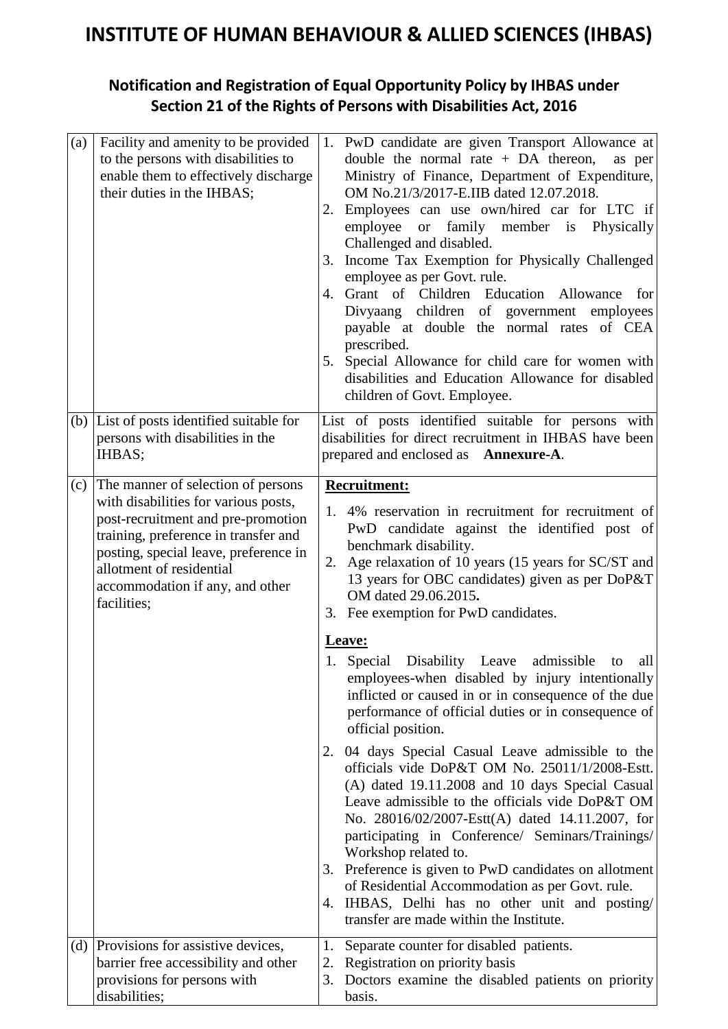# INSTITUTE OF HUMAN BEHAVIOUR & ALLIED SCIENCES (IHBAS)

## Notification and Registration of Equal Opportunity Policy by IHBAS under Section 21 of the Rights of Persons with Disabilities Act, 2016

| | | |
|---|---|---|
| (a) | Facility and amenity to be provided to the persons with disabilities to enable them to effectively discharge their duties in the IHBAS; | 1. PwD candidate are given Transport Allowance at double the normal rate + DA thereon, as per Ministry of Finance, Department of Expenditure, OM No.21/3/2017-E.IIB dated 12.07.2018.<br>2. Employees can use own/hired car for LTC if employee or family member is Physically Challenged and disabled.<br>3. Income Tax Exemption for Physically Challenged employee as per Govt. rule.<br>4. Grant of Children Education Allowance for Divyaang children of government employees payable at double the normal rates of CEA prescribed.<br>5. Special Allowance for child care for women with disabilities and Education Allowance for disabled children of Govt. Employee. |
| (b) | List of posts identified suitable for persons with disabilities in the IHBAS; | List of posts identified suitable for persons with disabilities for direct recruitment in IHBAS have been prepared and enclosed as **Annexure-A**. |
| (c) | The manner of selection of persons with disabilities for various posts, post-recruitment and pre-promotion training, preference in transfer and posting, special leave, preference in allotment of residential accommodation if any, and other facilities; | **Recruitment:**<br>1. 4% reservation in recruitment for recruitment of PwD candidate against the identified post of benchmark disability.<br>2. Age relaxation of 10 years (15 years for SC/ST and 13 years for OBC candidates) given as per DoP&T OM dated 29.06.2015**.**<br>3. Fee exemption for PwD candidates.<br>**Leave:**<br>1. Special Disability Leave admissible to all employees-when disabled by injury intentionally inflicted or caused in or in consequence of the due performance of official duties or in consequence of official position.<br>2. 04 days Special Casual Leave admissible to the officials vide DoP&T OM No. 25011/1/2008-Estt.(A) dated 19.11.2008 and 10 days Special Casual Leave admissible to the officials vide DoP&T OM No. 28016/02/2007-Estt(A) dated 14.11.2007, for participating in Conference/ Seminars/Trainings/ Workshop related to.<br>3. Preference is given to PwD candidates on allotment of Residential Accommodation as per Govt. rule.<br>4. IHBAS, Delhi has no other unit and posting/ transfer are made within the Institute. |
| (d) | Provisions for assistive devices, barrier free accessibility and other provisions for persons with disabilities; | 1. Separate counter for disabled patients.<br>2. Registration on priority basis<br>3. Doctors examine the disabled patients on priority basis. |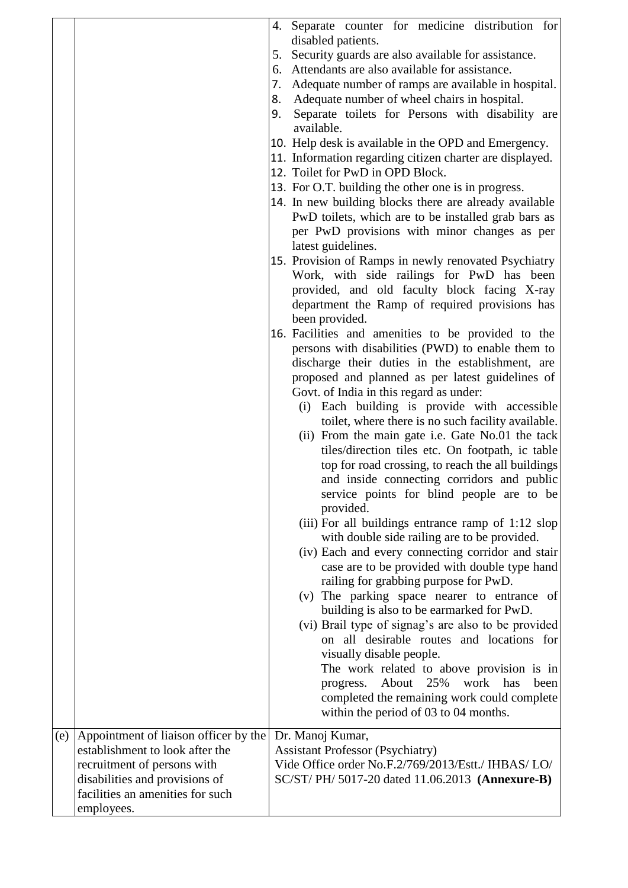| | | |
|---|---|---|
| | | 4. Separate counter for medicine distribution for disabled patients.<br>5. Security guards are also available for assistance.<br>6. Attendants are also available for assistance.<br>7. Adequate number of ramps are available in hospital.<br>8. Adequate number of wheel chairs in hospital.<br>9. Separate toilets for Persons with disability are available.<br>10. Help desk is available in the OPD and Emergency.<br>11. Information regarding citizen charter are displayed.<br>12. Toilet for PwD in OPD Block.<br>13. For O.T. building the other one is in progress.<br>14. In new building blocks there are already available PwD toilets, which are to be installed grab bars as per PwD provisions with minor changes as per latest guidelines.<br>15. Provision of Ramps in newly renovated Psychiatry Work, with side railings for PwD has been provided, and old faculty block facing X-ray department the Ramp of required provisions has been provided.<br>16. Facilities and amenities to be provided to the persons with disabilities (PWD) to enable them to discharge their duties in the establishment, are proposed and planned as per latest guidelines of Govt. of India in this regard as under:<br>(i) Each building is provide with accessible toilet, where there is no such facility available.<br>(ii) From the main gate i.e. Gate No.01 the tack tiles/direction tiles etc. On footpath, ic table top for road crossing, to reach the all buildings and inside connecting corridors and public service points for blind people are to be provided.<br>(iii) For all buildings entrance ramp of 1:12 slop with double side railing are to be provided.<br>(iv) Each and every connecting corridor and stair case are to be provided with double type hand railing for grabbing purpose for PwD.<br>(v) The parking space nearer to entrance of building is also to be earmarked for PwD.<br>(vi) Brail type of signag's are also to be provided on all desirable routes and locations for visually disable people.<br>The work related to above provision is in progress. About 25% work has been completed the remaining work could complete within the period of 03 to 04 months. |
| (e) | Appointment of liaison officer by the establishment to look after the recruitment of persons with disabilities and provisions of facilities an amenities for such employees. | Dr. Manoj Kumar,<br>Assistant Professor (Psychiatry)<br>Vide Office order No.F.2/769/2013/Estt./ IHBAS/ LO/ SC/ST/ PH/ 5017-20 dated 11.06.2013 **(Annexure-B)** |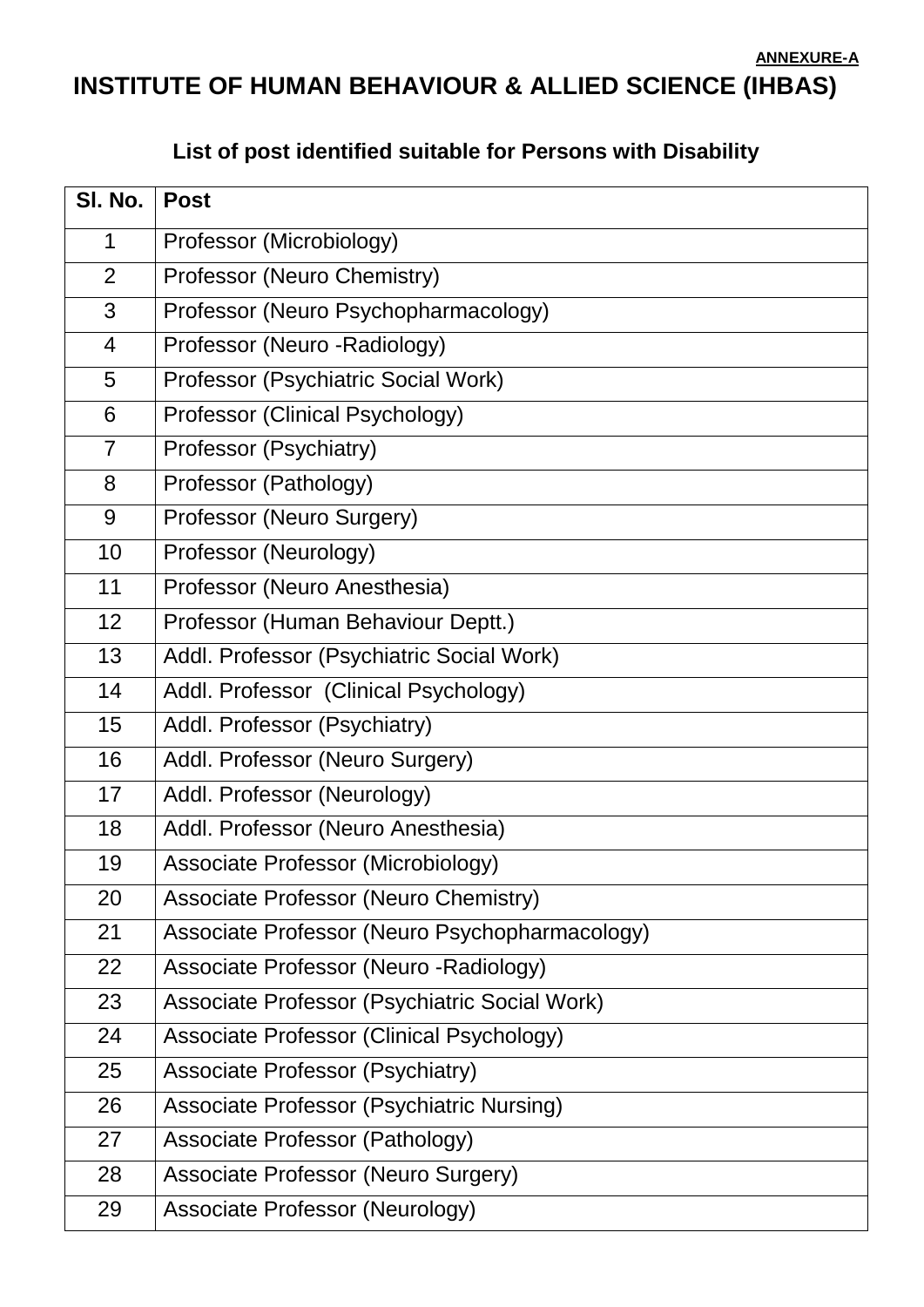**ANNEXURE-A**

# INSTITUTE OF HUMAN BEHAVIOUR & ALLIED SCIENCE (IHBAS)

## List of post identified suitable for Persons with Disability

| Sl. No. | Post |
|---|---|
| 1 | Professor (Microbiology) |
| 2 | Professor (Neuro Chemistry) |
| 3 | Professor (Neuro Psychopharmacology) |
| 4 | Professor (Neuro -Radiology) |
| 5 | Professor (Psychiatric Social Work) |
| 6 | Professor (Clinical Psychology) |
| 7 | Professor (Psychiatry) |
| 8 | Professor (Pathology) |
| 9 | Professor (Neuro Surgery) |
| 10 | Professor (Neurology) |
| 11 | Professor (Neuro Anesthesia) |
| 12 | Professor (Human Behaviour Deptt.) |
| 13 | Addl. Professor (Psychiatric Social Work) |
| 14 | Addl. Professor (Clinical Psychology) |
| 15 | Addl. Professor (Psychiatry) |
| 16 | Addl. Professor (Neuro Surgery) |
| 17 | Addl. Professor (Neurology) |
| 18 | Addl. Professor (Neuro Anesthesia) |
| 19 | Associate Professor (Microbiology) |
| 20 | Associate Professor (Neuro Chemistry) |
| 21 | Associate Professor (Neuro Psychopharmacology) |
| 22 | Associate Professor (Neuro -Radiology) |
| 23 | Associate Professor (Psychiatric Social Work) |
| 24 | Associate Professor (Clinical Psychology) |
| 25 | Associate Professor (Psychiatry) |
| 26 | Associate Professor (Psychiatric Nursing) |
| 27 | Associate Professor (Pathology) |
| 28 | Associate Professor (Neuro Surgery) |
| 29 | Associate Professor (Neurology) |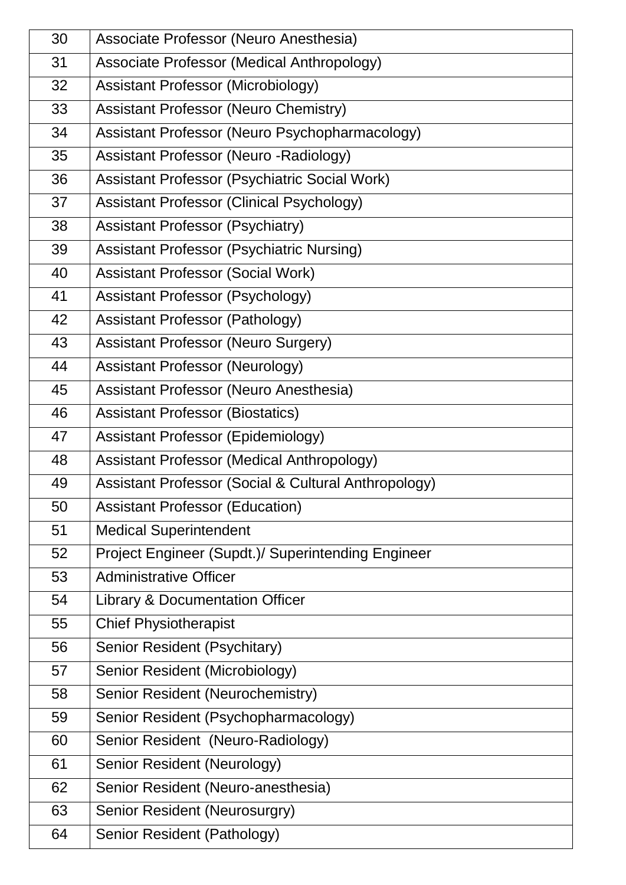| | |
|---|---|
| 30 | Associate Professor (Neuro Anesthesia) |
| 31 | Associate Professor (Medical Anthropology) |
| 32 | Assistant Professor (Microbiology) |
| 33 | Assistant Professor (Neuro Chemistry) |
| 34 | Assistant Professor (Neuro Psychopharmacology) |
| 35 | Assistant Professor (Neuro -Radiology) |
| 36 | Assistant Professor (Psychiatric Social Work) |
| 37 | Assistant Professor (Clinical Psychology) |
| 38 | Assistant Professor (Psychiatry) |
| 39 | Assistant Professor (Psychiatric Nursing) |
| 40 | Assistant Professor (Social Work) |
| 41 | Assistant Professor (Psychology) |
| 42 | Assistant Professor (Pathology) |
| 43 | Assistant Professor (Neuro Surgery) |
| 44 | Assistant Professor (Neurology) |
| 45 | Assistant Professor (Neuro Anesthesia) |
| 46 | Assistant Professor (Biostatics) |
| 47 | Assistant Professor (Epidemiology) |
| 48 | Assistant Professor (Medical Anthropology) |
| 49 | Assistant Professor (Social & Cultural Anthropology) |
| 50 | Assistant Professor (Education) |
| 51 | Medical Superintendent |
| 52 | Project Engineer (Supdt.)/ Superintending Engineer |
| 53 | Administrative Officer |
| 54 | Library & Documentation Officer |
| 55 | Chief Physiotherapist |
| 56 | Senior Resident (Psychitary) |
| 57 | Senior Resident (Microbiology) |
| 58 | Senior Resident (Neurochemistry) |
| 59 | Senior Resident (Psychopharmacology) |
| 60 | Senior Resident (Neuro-Radiology) |
| 61 | Senior Resident (Neurology) |
| 62 | Senior Resident (Neuro-anesthesia) |
| 63 | Senior Resident (Neurosurgry) |
| 64 | Senior Resident (Pathology) |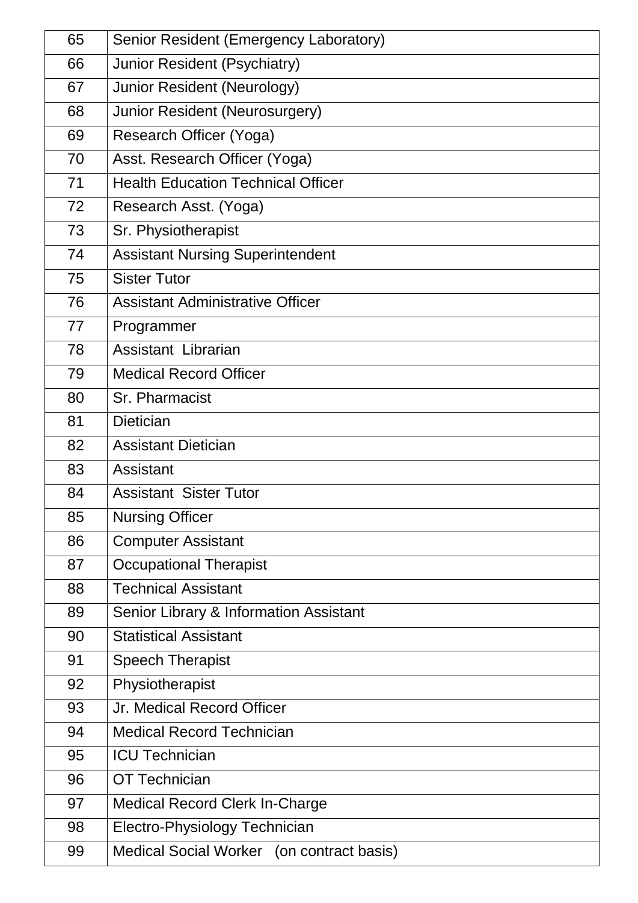| 65 | Senior Resident (Emergency Laboratory) |
|---|---|
| 66 | Junior Resident (Psychiatry) |
| 67 | Junior Resident (Neurology) |
| 68 | Junior Resident (Neurosurgery) |
| 69 | Research Officer (Yoga) |
| 70 | Asst. Research Officer (Yoga) |
| 71 | Health Education Technical Officer |
| 72 | Research Asst. (Yoga) |
| 73 | Sr. Physiotherapist |
| 74 | Assistant Nursing Superintendent |
| 75 | Sister Tutor |
| 76 | Assistant Administrative Officer |
| 77 | Programmer |
| 78 | Assistant Librarian |
| 79 | Medical Record Officer |
| 80 | Sr. Pharmacist |
| 81 | Dietician |
| 82 | Assistant Dietician |
| 83 | Assistant |
| 84 | Assistant Sister Tutor |
| 85 | Nursing Officer |
| 86 | Computer Assistant |
| 87 | Occupational Therapist |
| 88 | Technical Assistant |
| 89 | Senior Library & Information Assistant |
| 90 | Statistical Assistant |
| 91 | Speech Therapist |
| 92 | Physiotherapist |
| 93 | Jr. Medical Record Officer |
| 94 | Medical Record Technician |
| 95 | ICU Technician |
| 96 | OT Technician |
| 97 | Medical Record Clerk In-Charge |
| 98 | Electro-Physiology Technician |
| 99 | Medical Social Worker (on contract basis) |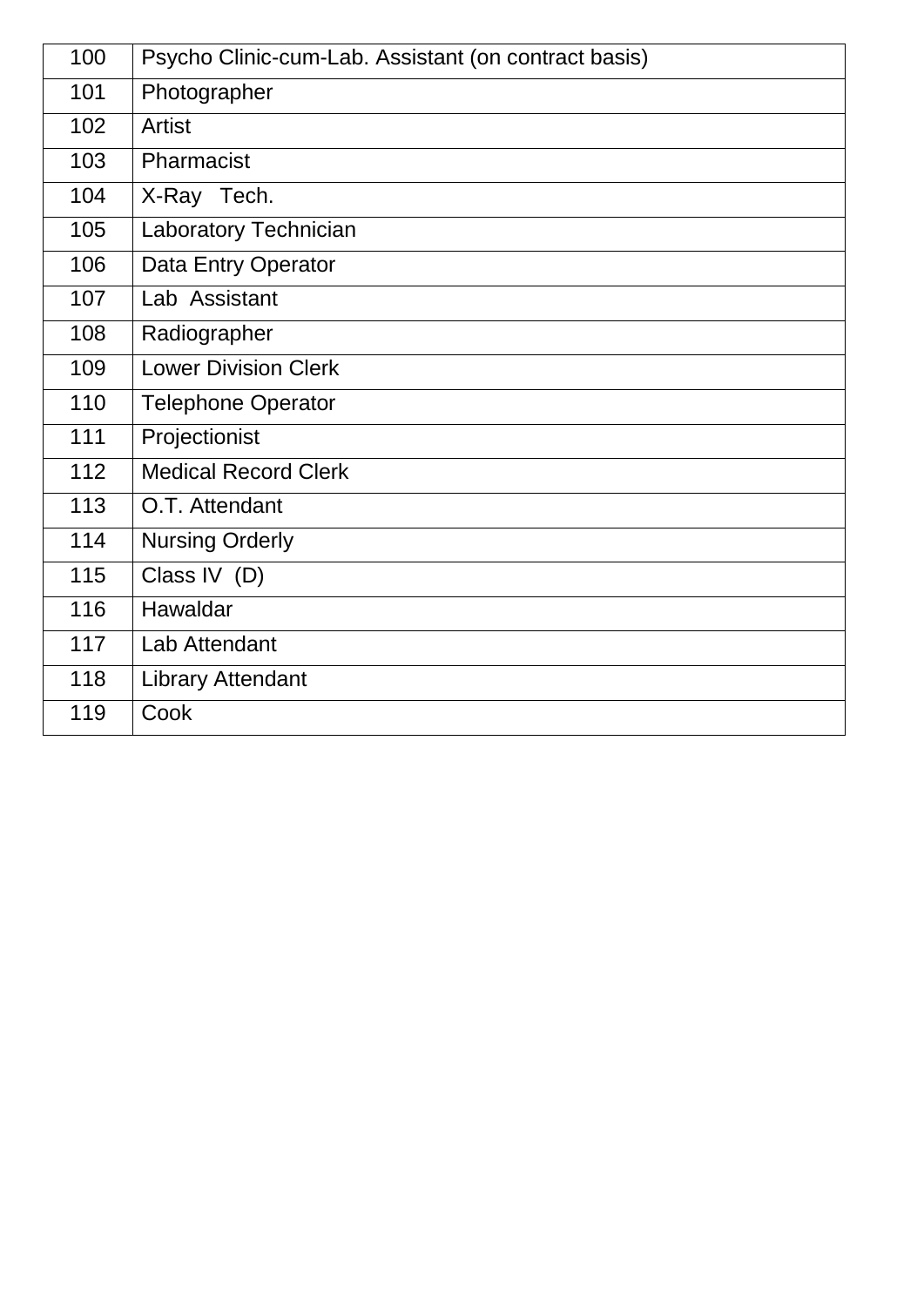| 100 | Psycho Clinic-cum-Lab. Assistant (on contract basis) |
|---|---|
| 101 | Photographer |
| 102 | Artist |
| 103 | Pharmacist |
| 104 | X-Ray Tech. |
| 105 | Laboratory Technician |
| 106 | Data Entry Operator |
| 107 | Lab Assistant |
| 108 | Radiographer |
| 109 | Lower Division Clerk |
| 110 | Telephone Operator |
| 111 | Projectionist |
| 112 | Medical Record Clerk |
| 113 | O.T. Attendant |
| 114 | Nursing Orderly |
| 115 | Class IV (D) |
| 116 | Hawaldar |
| 117 | Lab Attendant |
| 118 | Library Attendant |
| 119 | Cook |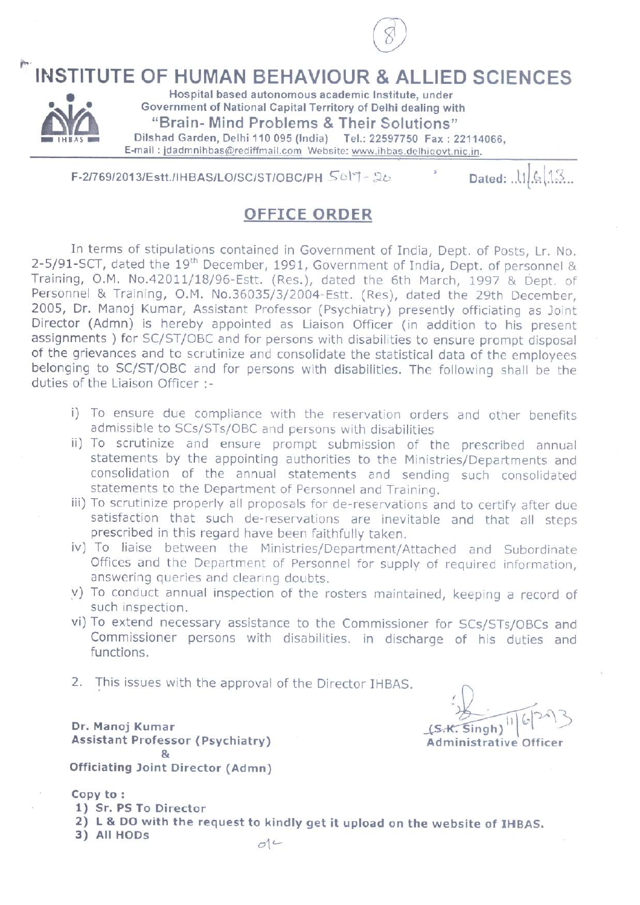# INSTITUTE OF HUMAN BEHAVIOUR & ALLIED SCIENCES

Hospital based autonomous academic Institute, under Government of National Capital Territory of Delhi dealing with

**"Brain- Mind Problems & Their Solutions"**

Dilshad Garden, Delhi 110 095 (India) Tel.: 22597750 Fax : 22114066,
E-mail : jdadmnihbas@rediffmail.com Website: www.ihbas.delhigovt.nic.in.

F-2/769/2013/Estt./IHBAS/LO/SC/ST/OBC/PH 5017-20 Dated: 11/6/13

## OFFICE ORDER

In terms of stipulations contained in Government of India, Dept. of Posts, Lr. No. 2-5/91-SCT, dated the 19th December, 1991, Government of India, Dept. of personnel & Training, O.M. No.42011/18/96-Estt. (Res.), dated the 6th March, 1997 & Dept. of Personnel & Training, O.M. No.36035/3/2004-Estt. (Res), dated the 29th December, 2005, Dr. Manoj Kumar, Assistant Professor (Psychiatry) presently officiating as Joint Director (Admn) is hereby appointed as Liaison Officer (in addition to his present assignments ) for SC/ST/OBC and for persons with disabilities to ensure prompt disposal of the grievances and to scrutinize and consolidate the statistical data of the employees belonging to SC/ST/OBC and for persons with disabilities. The following shall be the duties of the Liaison Officer :-

i) To ensure due compliance with the reservation orders and other benefits admissible to SCs/STs/OBC and persons with disabilities
ii) To scrutinize and ensure prompt submission of the prescribed annual statements by the appointing authorities to the Ministries/Departments and consolidation of the annual statements and sending such consolidated statements to the Department of Personnel and Training.
iii) To scrutinize properly all proposals for de-reservations and to certify after due satisfaction that such de-reservations are inevitable and that all steps prescribed in this regard have been faithfully taken.
iv) To liaise between the Ministries/Department/Attached and Subordinate Offices and the Department of Personnel for supply of required information, answering queries and clearing doubts.
v) To conduct annual inspection of the rosters maintained, keeping a record of such inspection.
vi) To extend necessary assistance to the Commissioner for SCs/STs/OBCs and Commissioner persons with disabilities. in discharge of his duties and functions.

2. This issues with the approval of the Director IHBAS.

(S.K. Singh) 11/6/2013
**Administrative Officer**

**Dr. Manoj Kumar**
**Assistant Professor (Psychiatry)**
**&**
**Officiating Joint Director (Admn)**

**Copy to :**
1) **Sr. PS To Director**
2) **L & DO with the request to kindly get it upload on the website of IHBAS.**
3) **All HODs**